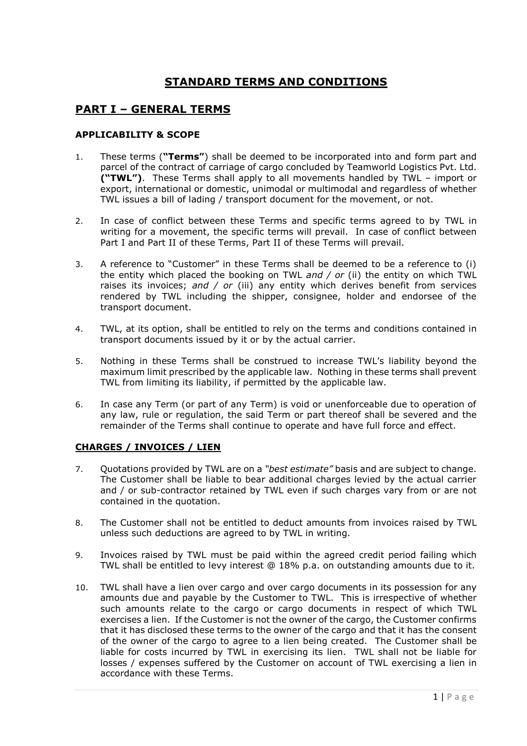# STANDARD TERMS AND CONDITIONS

## PART I – GENERAL TERMS

### APPLICABILITY & SCOPE

1. These terms (**"Terms"**) shall be deemed to be incorporated into and form part and parcel of the contract of carriage of cargo concluded by Teamworld Logistics Pvt. Ltd. **("TWL")**. These Terms shall apply to all movements handled by TWL – import or export, international or domestic, unimodal or multimodal and regardless of whether TWL issues a bill of lading / transport document for the movement, or not.

2. In case of conflict between these Terms and specific terms agreed to by TWL in writing for a movement, the specific terms will prevail. In case of conflict between Part I and Part II of these Terms, Part II of these Terms will prevail.

3. A reference to "Customer" in these Terms shall be deemed to be a reference to (i) the entity which placed the booking on TWL *and / or* (ii) the entity on which TWL raises its invoices; *and / or* (iii) any entity which derives benefit from services rendered by TWL including the shipper, consignee, holder and endorsee of the transport document.

4. TWL, at its option, shall be entitled to rely on the terms and conditions contained in transport documents issued by it or by the actual carrier.

5. Nothing in these Terms shall be construed to increase TWL's liability beyond the maximum limit prescribed by the applicable law. Nothing in these terms shall prevent TWL from limiting its liability, if permitted by the applicable law.

6. In case any Term (or part of any Term) is void or unenforceable due to operation of any law, rule or regulation, the said Term or part thereof shall be severed and the remainder of the Terms shall continue to operate and have full force and effect.

### CHARGES / INVOICES / LIEN

7. Quotations provided by TWL are on a *"best estimate"* basis and are subject to change. The Customer shall be liable to bear additional charges levied by the actual carrier and / or sub-contractor retained by TWL even if such charges vary from or are not contained in the quotation.

8. The Customer shall not be entitled to deduct amounts from invoices raised by TWL unless such deductions are agreed to by TWL in writing.

9. Invoices raised by TWL must be paid within the agreed credit period failing which TWL shall be entitled to levy interest @ 18% p.a. on outstanding amounts due to it.

10. TWL shall have a lien over cargo and over cargo documents in its possession for any amounts due and payable by the Customer to TWL. This is irrespective of whether such amounts relate to the cargo or cargo documents in respect of which TWL exercises a lien. If the Customer is not the owner of the cargo, the Customer confirms that it has disclosed these terms to the owner of the cargo and that it has the consent of the owner of the cargo to agree to a lien being created. The Customer shall be liable for costs incurred by TWL in exercising its lien. TWL shall not be liable for losses / expenses suffered by the Customer on account of TWL exercising a lien in accordance with these Terms.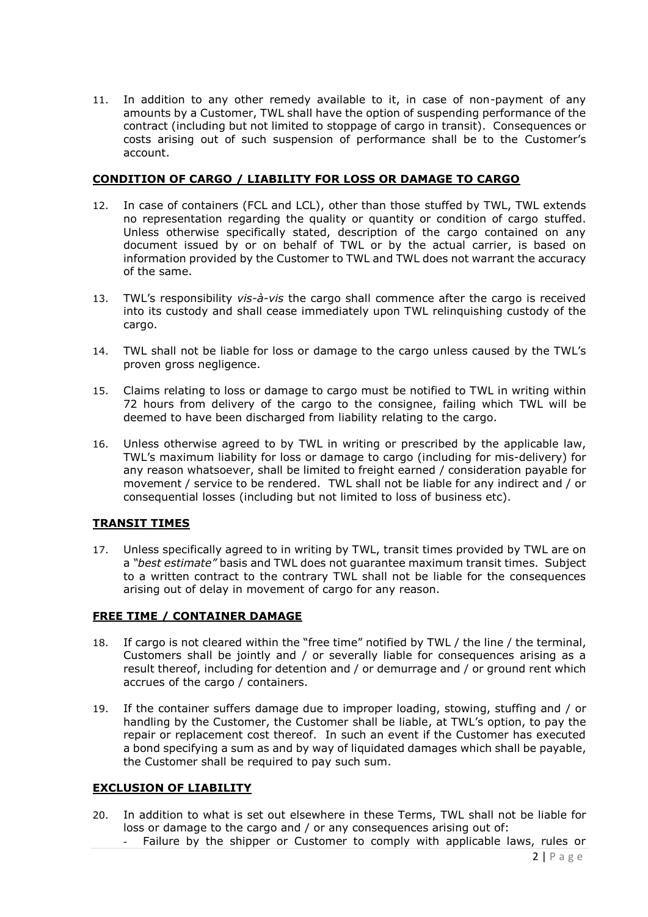11. In addition to any other remedy available to it, in case of non-payment of any amounts by a Customer, TWL shall have the option of suspending performance of the contract (including but not limited to stoppage of cargo in transit). Consequences or costs arising out of such suspension of performance shall be to the Customer's account.

**<u>CONDITION OF CARGO / LIABILITY FOR LOSS OR DAMAGE TO CARGO</u>**

12. In case of containers (FCL and LCL), other than those stuffed by TWL, TWL extends no representation regarding the quality or quantity or condition of cargo stuffed. Unless otherwise specifically stated, description of the cargo contained on any document issued by or on behalf of TWL or by the actual carrier, is based on information provided by the Customer to TWL and TWL does not warrant the accuracy of the same.

13. TWL's responsibility *vis-à-vis* the cargo shall commence after the cargo is received into its custody and shall cease immediately upon TWL relinquishing custody of the cargo.

14. TWL shall not be liable for loss or damage to the cargo unless caused by the TWL's proven gross negligence.

15. Claims relating to loss or damage to cargo must be notified to TWL in writing within 72 hours from delivery of the cargo to the consignee, failing which TWL will be deemed to have been discharged from liability relating to the cargo.

16. Unless otherwise agreed to by TWL in writing or prescribed by the applicable law, TWL's maximum liability for loss or damage to cargo (including for mis-delivery) for any reason whatsoever, shall be limited to freight earned / consideration payable for movement / service to be rendered. TWL shall not be liable for any indirect and / or consequential losses (including but not limited to loss of business etc).

**<u>TRANSIT TIMES</u>**

17. Unless specifically agreed to in writing by TWL, transit times provided by TWL are on a *"best estimate"* basis and TWL does not guarantee maximum transit times. Subject to a written contract to the contrary TWL shall not be liable for the consequences arising out of delay in movement of cargo for any reason.

**<u>FREE TIME / CONTAINER DAMAGE</u>**

18. If cargo is not cleared within the "free time" notified by TWL / the line / the terminal, Customers shall be jointly and / or severally liable for consequences arising as a result thereof, including for detention and / or demurrage and / or ground rent which accrues of the cargo / containers.

19. If the container suffers damage due to improper loading, stowing, stuffing and / or handling by the Customer, the Customer shall be liable, at TWL's option, to pay the repair or replacement cost thereof. In such an event if the Customer has executed a bond specifying a sum as and by way of liquidated damages which shall be payable, the Customer shall be required to pay such sum.

**<u>EXCLUSION OF LIABILITY</u>**

20. In addition to what is set out elsewhere in these Terms, TWL shall not be liable for loss or damage to the cargo and / or any consequences arising out of:
    - Failure by the shipper or Customer to comply with applicable laws, rules or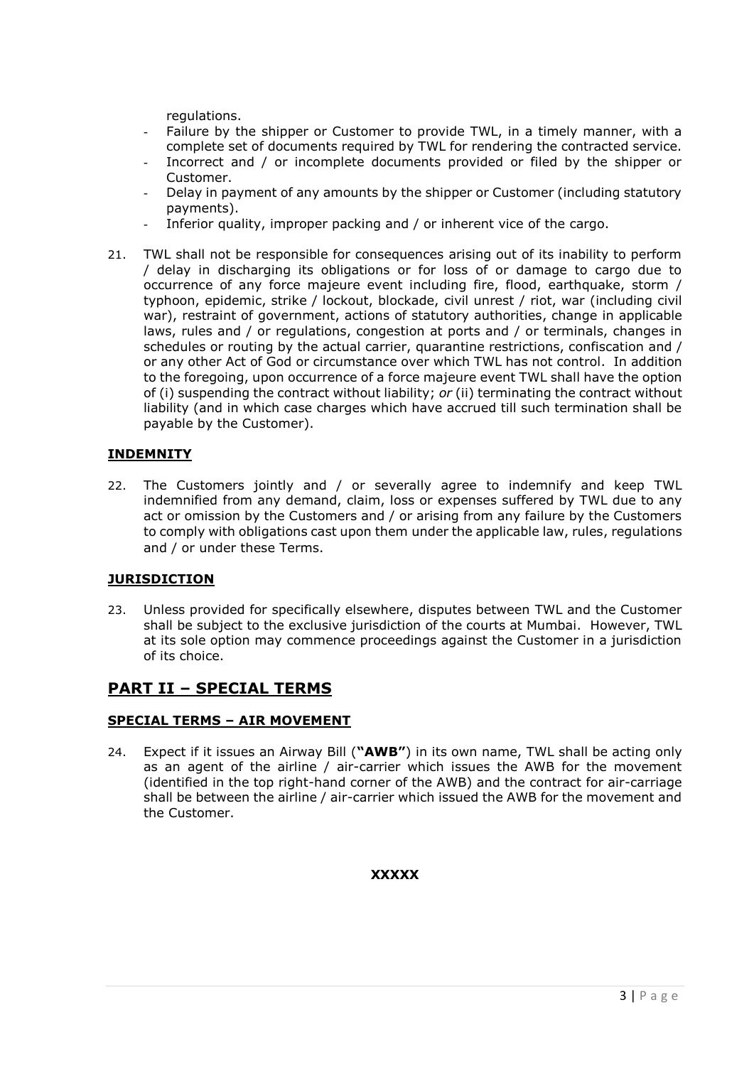regulations.

- Failure by the shipper or Customer to provide TWL, in a timely manner, with a complete set of documents required by TWL for rendering the contracted service.
- Incorrect and / or incomplete documents provided or filed by the shipper or Customer.
- Delay in payment of any amounts by the shipper or Customer (including statutory payments).
- Inferior quality, improper packing and / or inherent vice of the cargo.

21. TWL shall not be responsible for consequences arising out of its inability to perform / delay in discharging its obligations or for loss of or damage to cargo due to occurrence of any force majeure event including fire, flood, earthquake, storm / typhoon, epidemic, strike / lockout, blockade, civil unrest / riot, war (including civil war), restraint of government, actions of statutory authorities, change in applicable laws, rules and / or regulations, congestion at ports and / or terminals, changes in schedules or routing by the actual carrier, quarantine restrictions, confiscation and / or any other Act of God or circumstance over which TWL has not control. In addition to the foregoing, upon occurrence of a force majeure event TWL shall have the option of (i) suspending the contract without liability; *or* (ii) terminating the contract without liability (and in which case charges which have accrued till such termination shall be payable by the Customer).

### INDEMNITY

22. The Customers jointly and / or severally agree to indemnify and keep TWL indemnified from any demand, claim, loss or expenses suffered by TWL due to any act or omission by the Customers and / or arising from any failure by the Customers to comply with obligations cast upon them under the applicable law, rules, regulations and / or under these Terms.

### JURISDICTION

23. Unless provided for specifically elsewhere, disputes between TWL and the Customer shall be subject to the exclusive jurisdiction of the courts at Mumbai. However, TWL at its sole option may commence proceedings against the Customer in a jurisdiction of its choice.

## PART II – SPECIAL TERMS

### SPECIAL TERMS – AIR MOVEMENT

24. Expect if it issues an Airway Bill (**"AWB"**) in its own name, TWL shall be acting only as an agent of the airline / air-carrier which issues the AWB for the movement (identified in the top right-hand corner of the AWB) and the contract for air-carriage shall be between the airline / air-carrier which issued the AWB for the movement and the Customer.

**XXXXX**